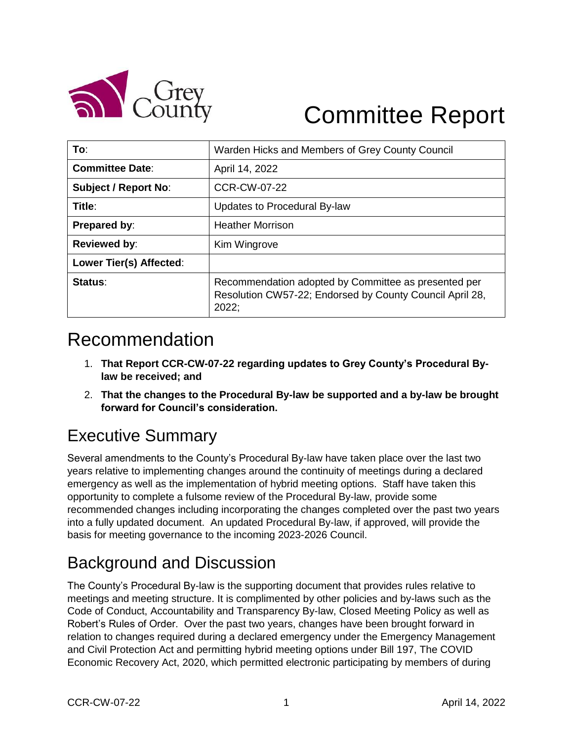# Committee Report

| To: | Warden Hicks and Members of Grey County Council |
|---|---|
| Committee Date: | April 14, 2022 |
| Subject / Report No: | CCR-CW-07-22 |
| Title: | Updates to Procedural By-law |
| Prepared by: | Heather Morrison |
| Reviewed by: | Kim Wingrove |
| Lower Tier(s) Affected: | |
| Status: | Recommendation adopted by Committee as presented per Resolution CW57-22; Endorsed by County Council April 28, 2022; |

## Recommendation

1. **That Report CCR-CW-07-22 regarding updates to Grey County's Procedural By-law be received; and**
2. **That the changes to the Procedural By-law be supported and a by-law be brought forward for Council's consideration.**

## Executive Summary

Several amendments to the County's Procedural By-law have taken place over the last two years relative to implementing changes around the continuity of meetings during a declared emergency as well as the implementation of hybrid meeting options. Staff have taken this opportunity to complete a fulsome review of the Procedural By-law, provide some recommended changes including incorporating the changes completed over the past two years into a fully updated document. An updated Procedural By-law, if approved, will provide the basis for meeting governance to the incoming 2023-2026 Council.

## Background and Discussion

The County's Procedural By-law is the supporting document that provides rules relative to meetings and meeting structure. It is complimented by other policies and by-laws such as the Code of Conduct, Accountability and Transparency By-law, Closed Meeting Policy as well as Robert's Rules of Order. Over the past two years, changes have been brought forward in relation to changes required during a declared emergency under the Emergency Management and Civil Protection Act and permitting hybrid meeting options under Bill 197, The COVID Economic Recovery Act, 2020, which permitted electronic participating by members of during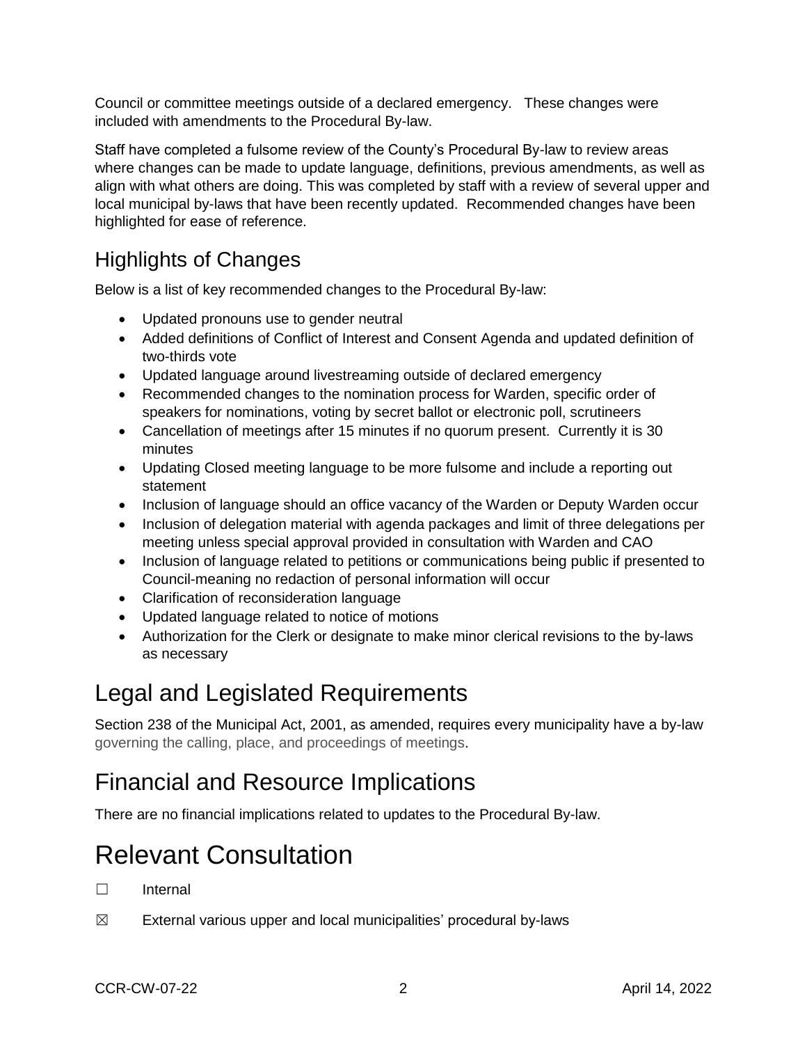Council or committee meetings outside of a declared emergency. These changes were included with amendments to the Procedural By-law.

Staff have completed a fulsome review of the County's Procedural By-law to review areas where changes can be made to update language, definitions, previous amendments, as well as align with what others are doing. This was completed by staff with a review of several upper and local municipal by-laws that have been recently updated. Recommended changes have been highlighted for ease of reference.

## Highlights of Changes

Below is a list of key recommended changes to the Procedural By-law:

- Updated pronouns use to gender neutral
- Added definitions of Conflict of Interest and Consent Agenda and updated definition of two-thirds vote
- Updated language around livestreaming outside of declared emergency
- Recommended changes to the nomination process for Warden, specific order of speakers for nominations, voting by secret ballot or electronic poll, scrutineers
- Cancellation of meetings after 15 minutes if no quorum present. Currently it is 30 minutes
- Updating Closed meeting language to be more fulsome and include a reporting out statement
- Inclusion of language should an office vacancy of the Warden or Deputy Warden occur
- Inclusion of delegation material with agenda packages and limit of three delegations per meeting unless special approval provided in consultation with Warden and CAO
- Inclusion of language related to petitions or communications being public if presented to Council-meaning no redaction of personal information will occur
- Clarification of reconsideration language
- Updated language related to notice of motions
- Authorization for the Clerk or designate to make minor clerical revisions to the by-laws as necessary

# Legal and Legislated Requirements

Section 238 of the Municipal Act, 2001, as amended, requires every municipality have a by-law governing the calling, place, and proceedings of meetings.

# Financial and Resource Implications

There are no financial implications related to updates to the Procedural By-law.

# Relevant Consultation

☐ Internal

☒ External various upper and local municipalities' procedural by-laws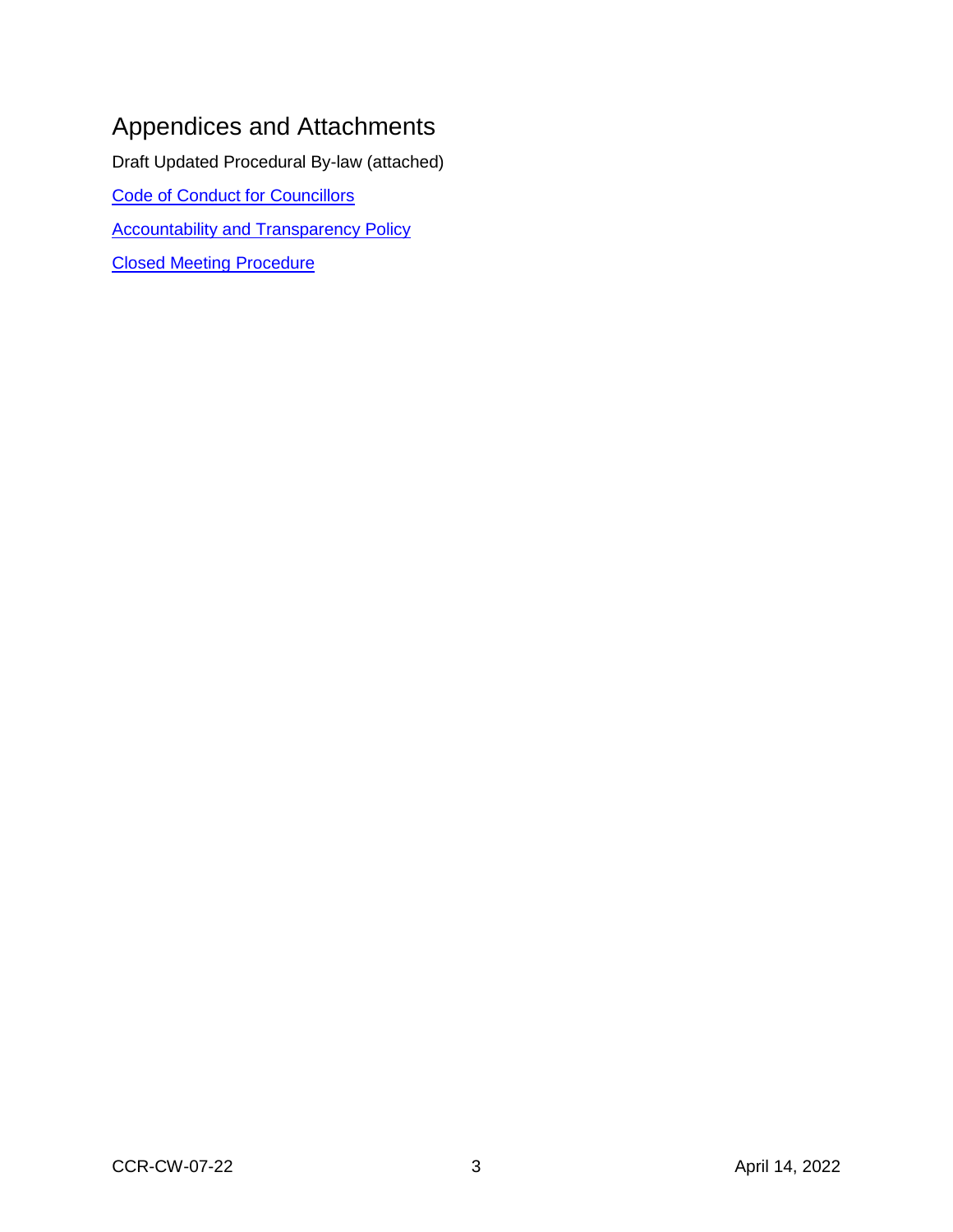## Appendices and Attachments

Draft Updated Procedural By-law (attached)

Code of Conduct for Councillors

Accountability and Transparency Policy

Closed Meeting Procedure